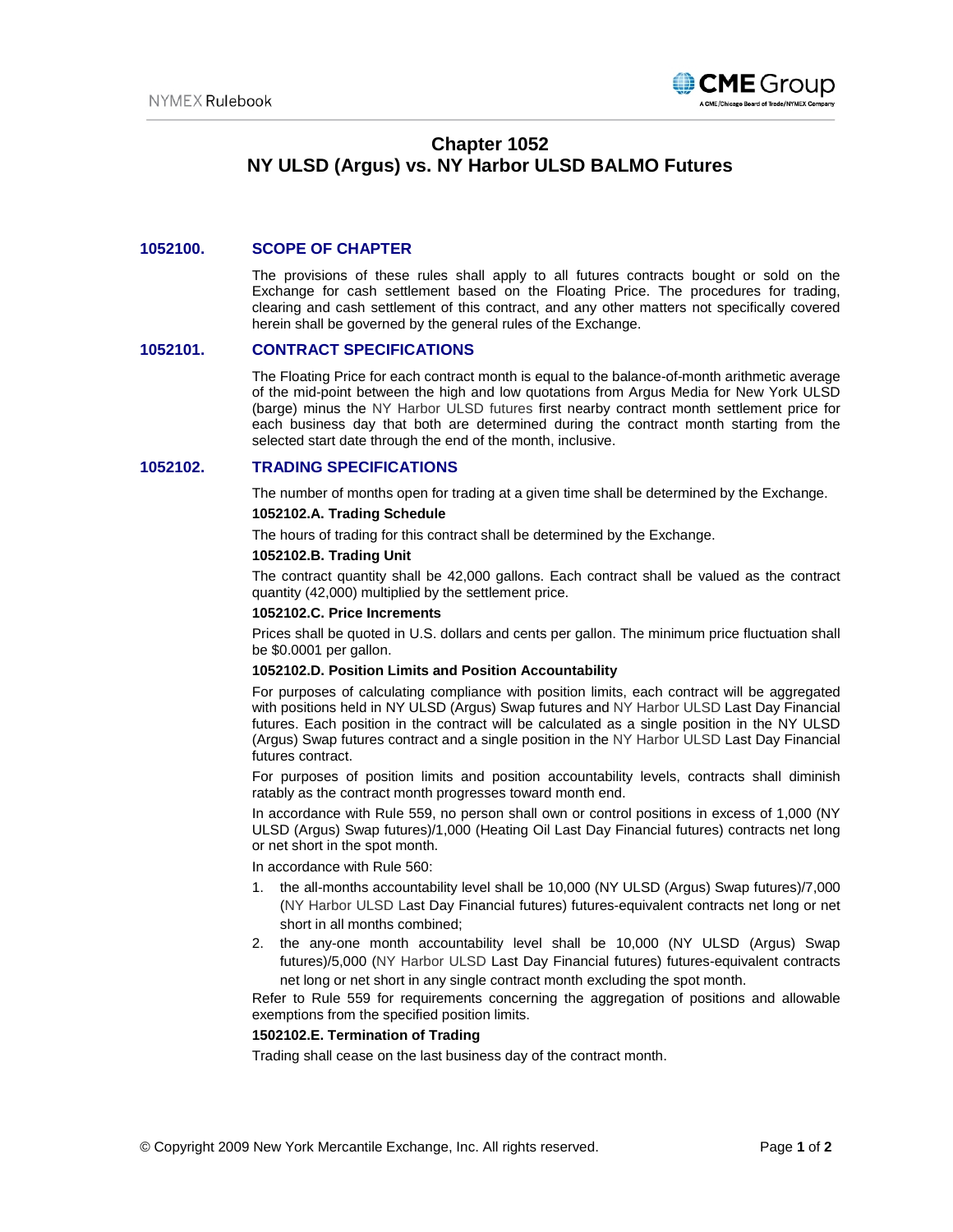# Chapter 1052
# NY ULSD (Argus) vs. NY Harbor ULSD BALMO Futures

## 1052100. SCOPE OF CHAPTER

The provisions of these rules shall apply to all futures contracts bought or sold on the Exchange for cash settlement based on the Floating Price. The procedures for trading, clearing and cash settlement of this contract, and any other matters not specifically covered herein shall be governed by the general rules of the Exchange.

## 1052101. CONTRACT SPECIFICATIONS

The Floating Price for each contract month is equal to the balance-of-month arithmetic average of the mid-point between the high and low quotations from Argus Media for New York ULSD (barge) minus the NY Harbor ULSD futures first nearby contract month settlement price for each business day that both are determined during the contract month starting from the selected start date through the end of the month, inclusive.

## 1052102. TRADING SPECIFICATIONS

The number of months open for trading at a given time shall be determined by the Exchange.

**1052102.A. Trading Schedule**

The hours of trading for this contract shall be determined by the Exchange.

**1052102.B. Trading Unit**

The contract quantity shall be 42,000 gallons. Each contract shall be valued as the contract quantity (42,000) multiplied by the settlement price.

**1052102.C. Price Increments**

Prices shall be quoted in U.S. dollars and cents per gallon. The minimum price fluctuation shall be $0.0001 per gallon.

**1052102.D. Position Limits and Position Accountability**

For purposes of calculating compliance with position limits, each contract will be aggregated with positions held in NY ULSD (Argus) Swap futures and NY Harbor ULSD Last Day Financial futures. Each position in the contract will be calculated as a single position in the NY ULSD (Argus) Swap futures contract and a single position in the NY Harbor ULSD Last Day Financial futures contract.

For purposes of position limits and position accountability levels, contracts shall diminish ratably as the contract month progresses toward month end.

In accordance with Rule 559, no person shall own or control positions in excess of 1,000 (NY ULSD (Argus) Swap futures)/1,000 (Heating Oil Last Day Financial futures) contracts net long or net short in the spot month.

In accordance with Rule 560:

1. the all-months accountability level shall be 10,000 (NY ULSD (Argus) Swap futures)/7,000 (NY Harbor ULSD Last Day Financial futures) futures-equivalent contracts net long or net short in all months combined;
2. the any-one month accountability level shall be 10,000 (NY ULSD (Argus) Swap futures)/5,000 (NY Harbor ULSD Last Day Financial futures) futures-equivalent contracts net long or net short in any single contract month excluding the spot month.

Refer to Rule 559 for requirements concerning the aggregation of positions and allowable exemptions from the specified position limits.

**1502102.E. Termination of Trading**

Trading shall cease on the last business day of the contract month.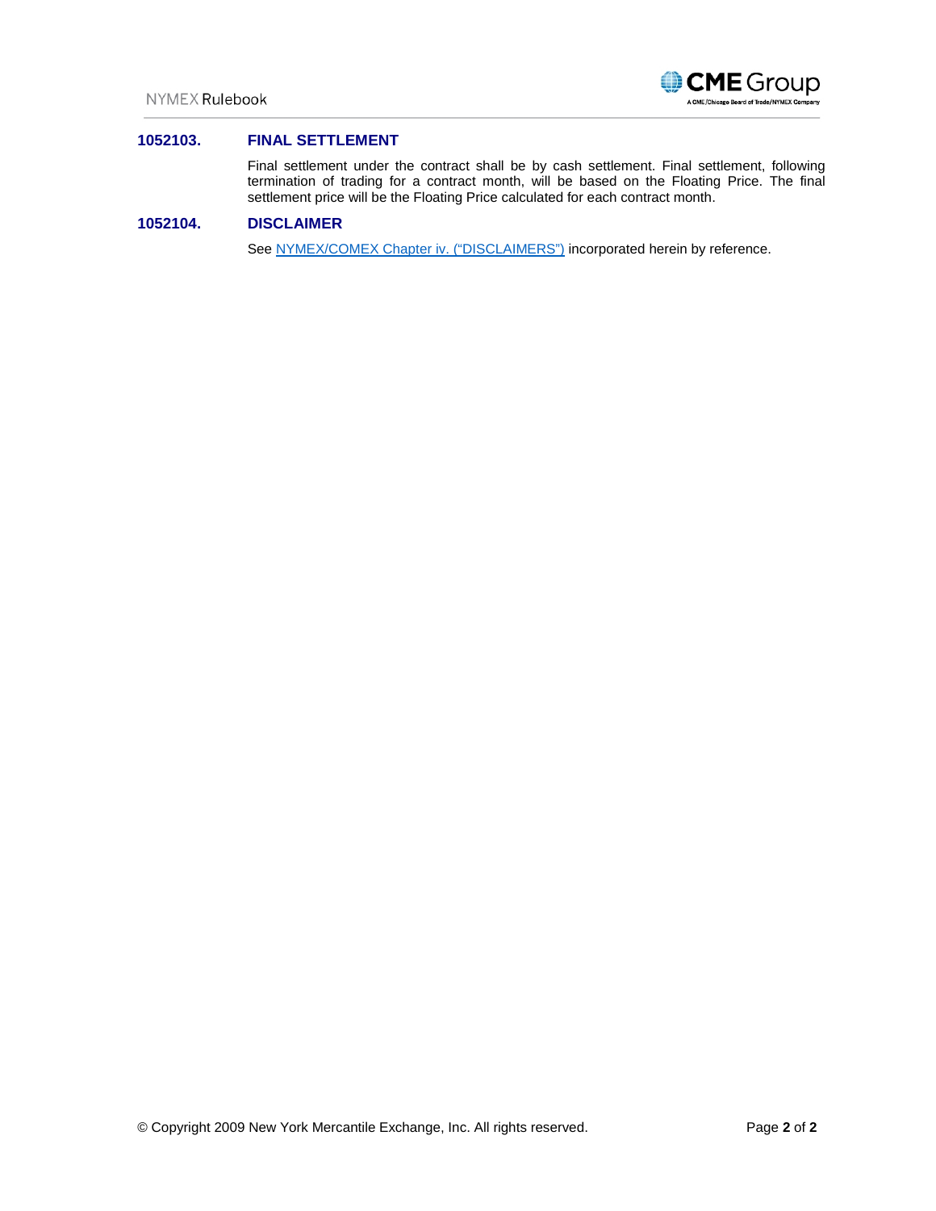### 1052103. FINAL SETTLEMENT

Final settlement under the contract shall be by cash settlement. Final settlement, following termination of trading for a contract month, will be based on the Floating Price. The final settlement price will be the Floating Price calculated for each contract month.

### 1052104. DISCLAIMER

See NYMEX/COMEX Chapter iv. ("DISCLAIMERS") incorporated herein by reference.